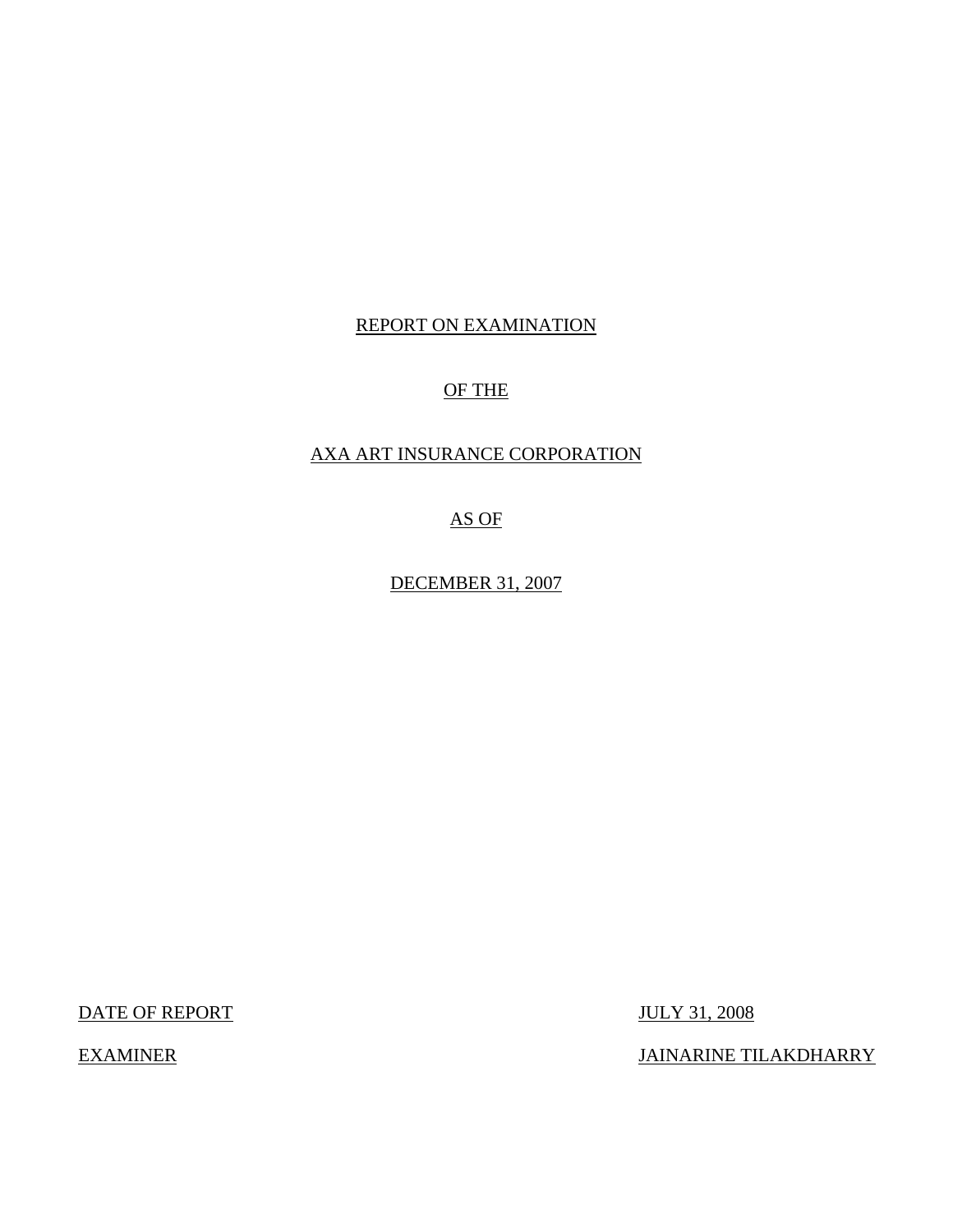# REPORT ON EXAMINATION

# OF THE

# AXA ART INSURANCE CORPORATION

# AS OF

# DECEMBER 31, 2007

| DATE OF REPORT | JULY 31, 2008 |
|---|---|
| EXAMINER | JAINARINE TILAKDHARRY |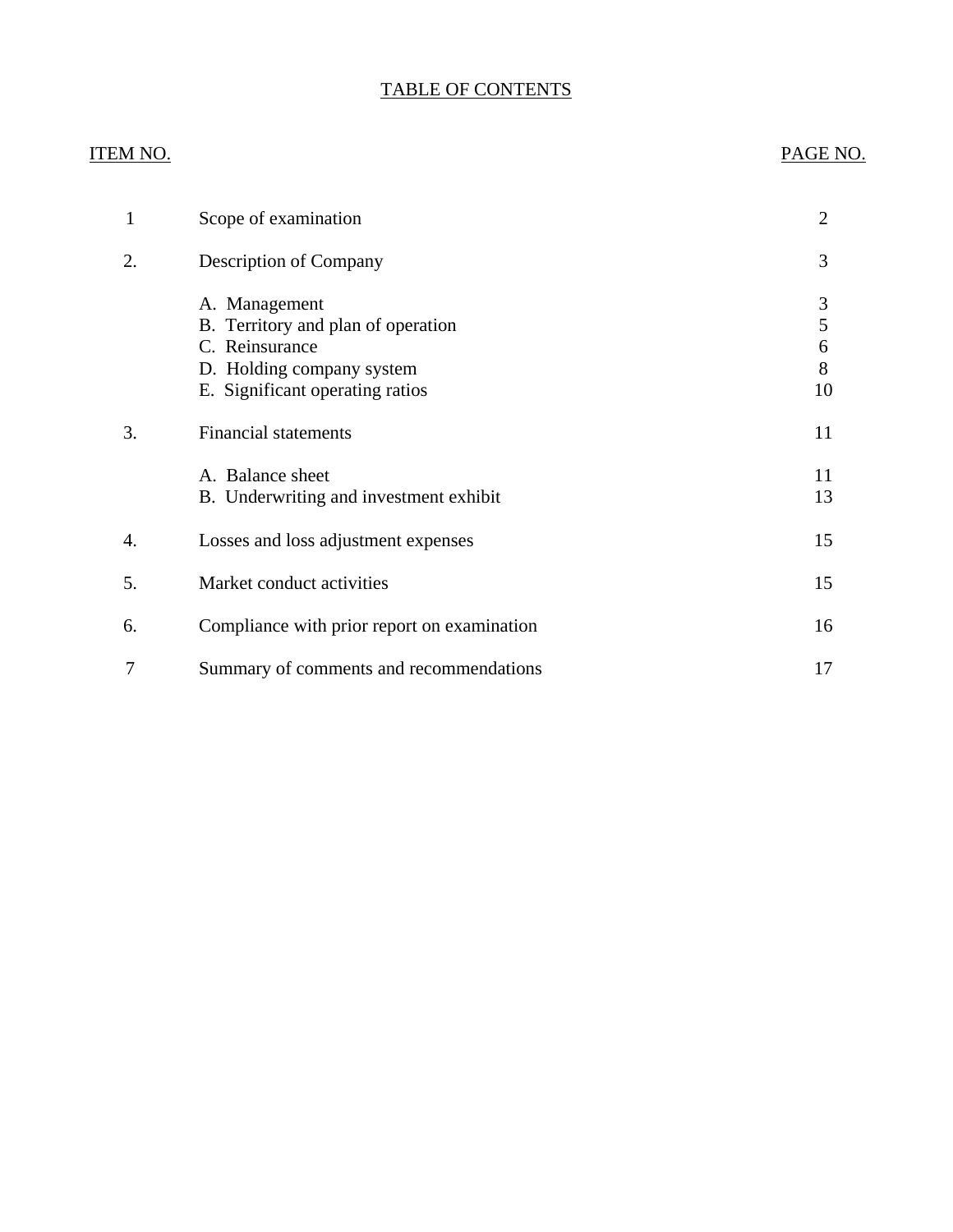# TABLE OF CONTENTS

| ITEM NO. | | PAGE NO. |
|---|---|---|
| 1 | Scope of examination | 2 |
| 2. | Description of Company | 3 |
| | A. Management | 3 |
| | B. Territory and plan of operation | 5 |
| | C. Reinsurance | 6 |
| | D. Holding company system | 8 |
| | E. Significant operating ratios | 10 |
| 3. | Financial statements | 11 |
| | A. Balance sheet | 11 |
| | B. Underwriting and investment exhibit | 13 |
| 4. | Losses and loss adjustment expenses | 15 |
| 5. | Market conduct activities | 15 |
| 6. | Compliance with prior report on examination | 16 |
| 7 | Summary of comments and recommendations | 17 |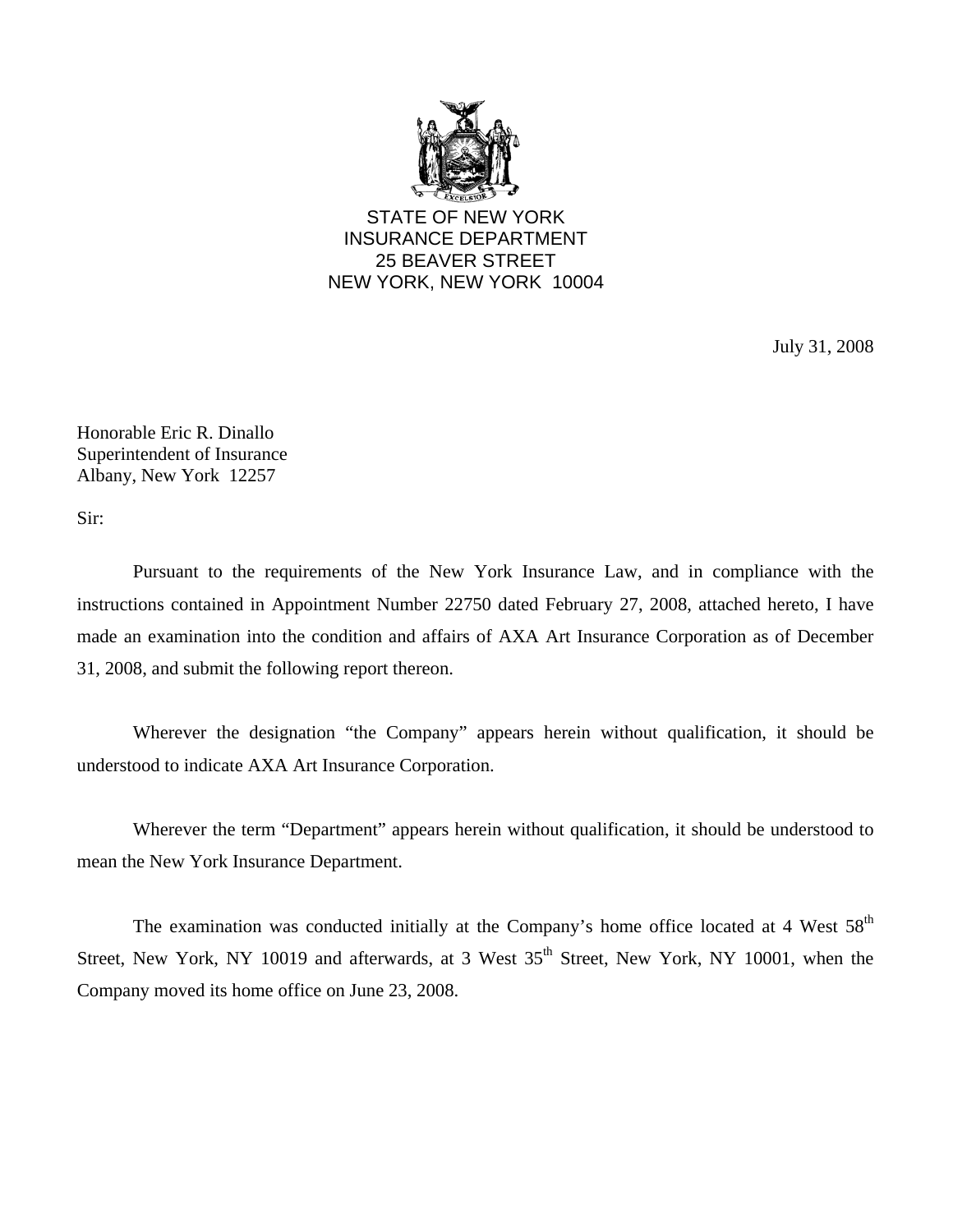STATE OF NEW YORK
INSURANCE DEPARTMENT
25 BEAVER STREET
NEW YORK, NEW YORK 10004

July 31, 2008

Honorable Eric R. Dinallo
Superintendent of Insurance
Albany, New York 12257

Sir:

Pursuant to the requirements of the New York Insurance Law, and in compliance with the instructions contained in Appointment Number 22750 dated February 27, 2008, attached hereto, I have made an examination into the condition and affairs of AXA Art Insurance Corporation as of December 31, 2008, and submit the following report thereon.

Wherever the designation "the Company" appears herein without qualification, it should be understood to indicate AXA Art Insurance Corporation.

Wherever the term "Department" appears herein without qualification, it should be understood to mean the New York Insurance Department.

The examination was conducted initially at the Company's home office located at 4 West 58th Street, New York, NY 10019 and afterwards, at 3 West 35th Street, New York, NY 10001, when the Company moved its home office on June 23, 2008.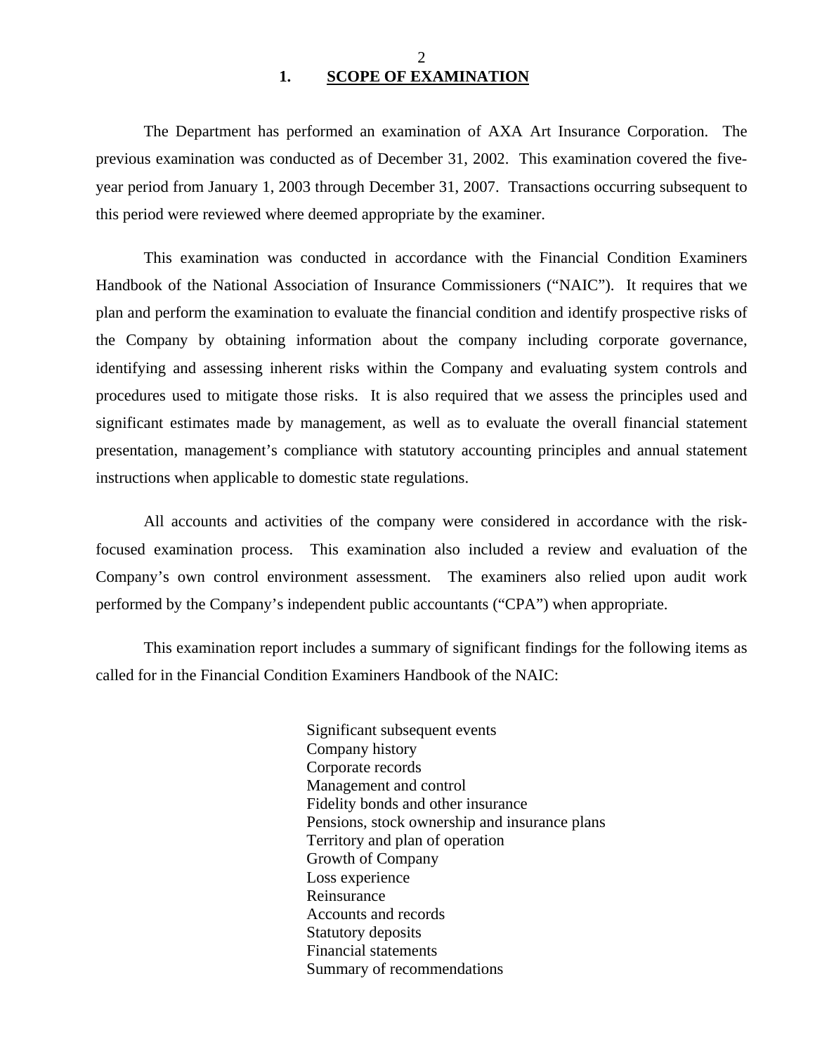## 1. SCOPE OF EXAMINATION

The Department has performed an examination of AXA Art Insurance Corporation. The previous examination was conducted as of December 31, 2002. This examination covered the five-year period from January 1, 2003 through December 31, 2007. Transactions occurring subsequent to this period were reviewed where deemed appropriate by the examiner.

This examination was conducted in accordance with the Financial Condition Examiners Handbook of the National Association of Insurance Commissioners ("NAIC"). It requires that we plan and perform the examination to evaluate the financial condition and identify prospective risks of the Company by obtaining information about the company including corporate governance, identifying and assessing inherent risks within the Company and evaluating system controls and procedures used to mitigate those risks. It is also required that we assess the principles used and significant estimates made by management, as well as to evaluate the overall financial statement presentation, management's compliance with statutory accounting principles and annual statement instructions when applicable to domestic state regulations.

All accounts and activities of the company were considered in accordance with the risk-focused examination process. This examination also included a review and evaluation of the Company's own control environment assessment. The examiners also relied upon audit work performed by the Company's independent public accountants ("CPA") when appropriate.

This examination report includes a summary of significant findings for the following items as called for in the Financial Condition Examiners Handbook of the NAIC:

- Significant subsequent events
- Company history
- Corporate records
- Management and control
- Fidelity bonds and other insurance
- Pensions, stock ownership and insurance plans
- Territory and plan of operation
- Growth of Company
- Loss experience
- Reinsurance
- Accounts and records
- Statutory deposits
- Financial statements
- Summary of recommendations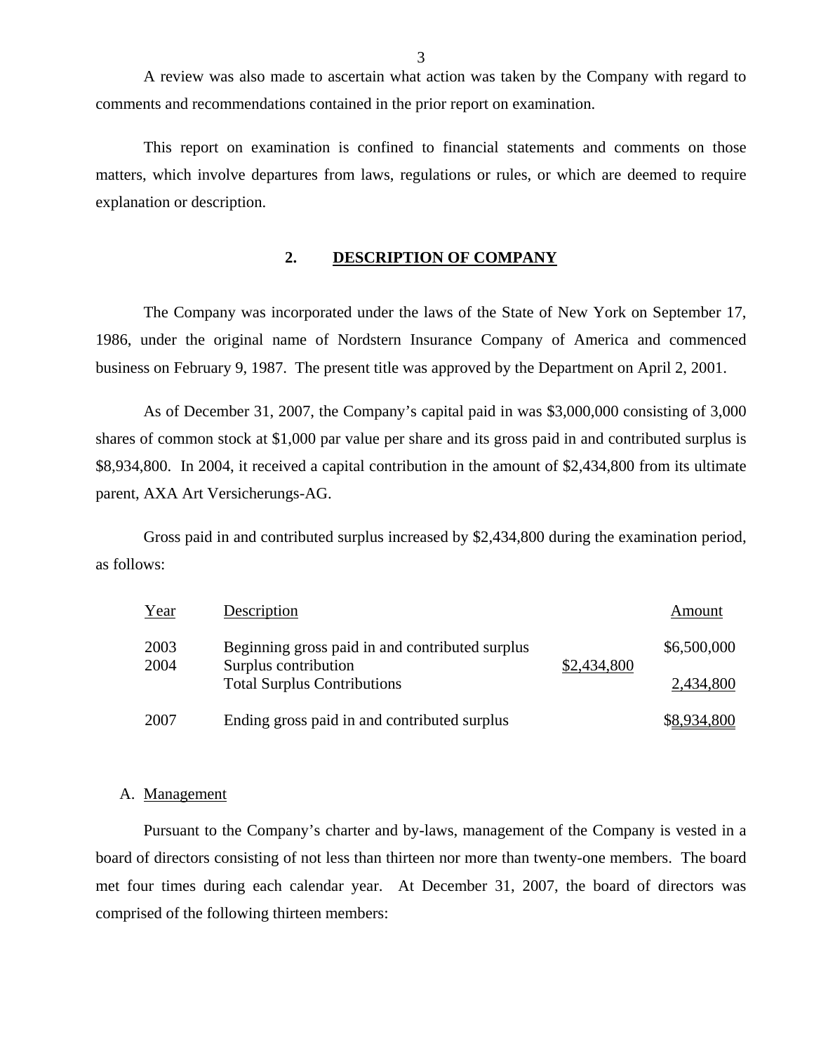A review was also made to ascertain what action was taken by the Company with regard to comments and recommendations contained in the prior report on examination.

This report on examination is confined to financial statements and comments on those matters, which involve departures from laws, regulations or rules, or which are deemed to require explanation or description.

## 2. DESCRIPTION OF COMPANY

The Company was incorporated under the laws of the State of New York on September 17, 1986, under the original name of Nordstern Insurance Company of America and commenced business on February 9, 1987. The present title was approved by the Department on April 2, 2001.

As of December 31, 2007, the Company's capital paid in was $3,000,000 consisting of 3,000 shares of common stock at $1,000 par value per share and its gross paid in and contributed surplus is $8,934,800. In 2004, it received a capital contribution in the amount of $2,434,800 from its ultimate parent, AXA Art Versicherungs-AG.

Gross paid in and contributed surplus increased by $2,434,800 during the examination period, as follows:

| Year | Description | | Amount |
|---|---|---|---|
| 2003 | Beginning gross paid in and contributed surplus | | $6,500,000 |
| 2004 | Surplus contribution | $2,434,800 | |
| | Total Surplus Contributions | | 2,434,800 |
| 2007 | Ending gross paid in and contributed surplus | | $8,934,800 |

### A. Management

Pursuant to the Company's charter and by-laws, management of the Company is vested in a board of directors consisting of not less than thirteen nor more than twenty-one members. The board met four times during each calendar year. At December 31, 2007, the board of directors was comprised of the following thirteen members: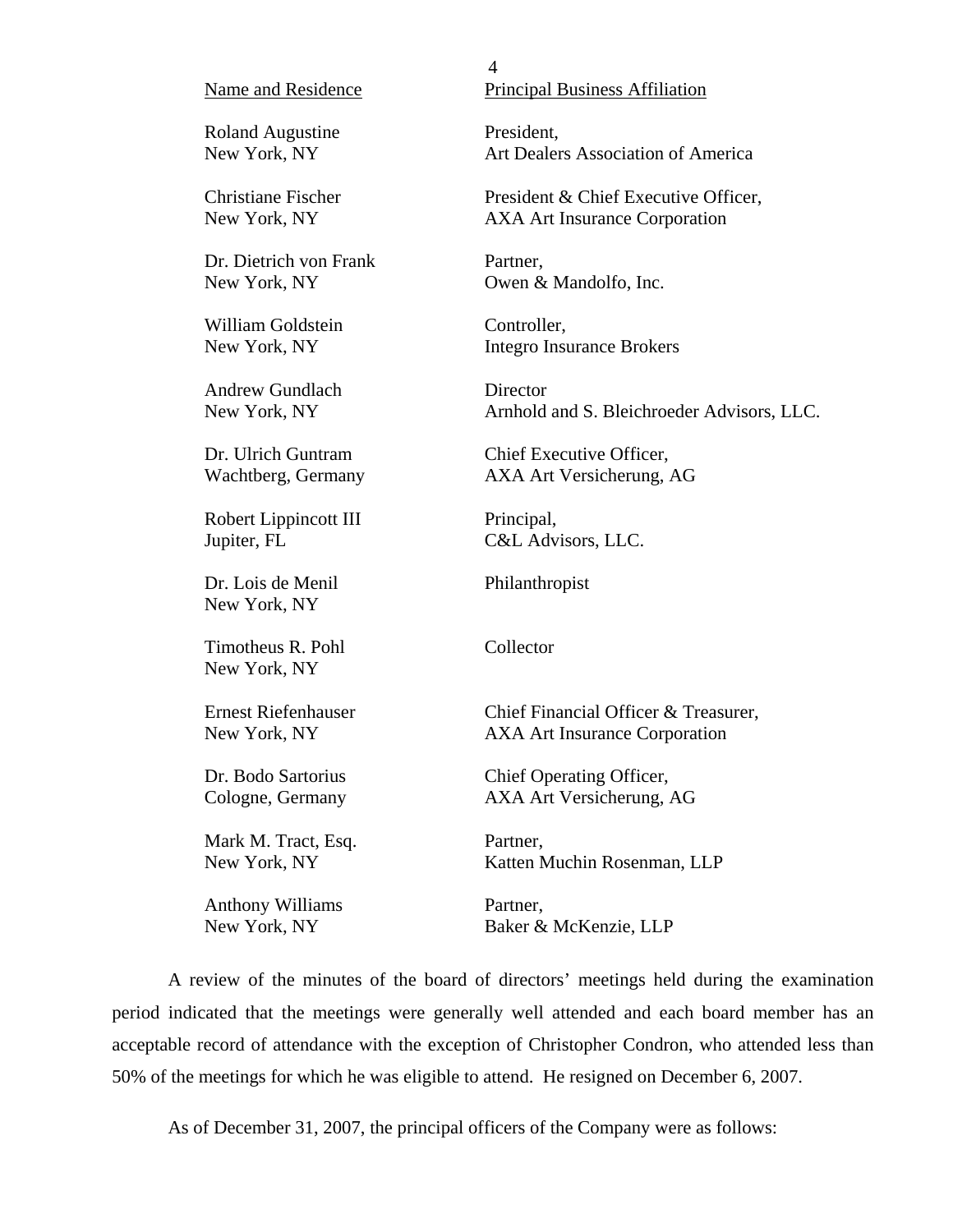| Name and Residence | Principal Business Affiliation |
|---|---|
| Roland Augustine<br>New York, NY | President,<br>Art Dealers Association of America |
| Christiane Fischer<br>New York, NY | President & Chief Executive Officer,<br>AXA Art Insurance Corporation |
| Dr. Dietrich von Frank<br>New York, NY | Partner,<br>Owen & Mandolfo, Inc. |
| William Goldstein<br>New York, NY | Controller,<br>Integro Insurance Brokers |
| Andrew Gundlach<br>New York, NY | Director<br>Arnhold and S. Bleichroeder Advisors, LLC. |
| Dr. Ulrich Guntram<br>Wachtberg, Germany | Chief Executive Officer,<br>AXA Art Versicherung, AG |
| Robert Lippincott III<br>Jupiter, FL | Principal,<br>C&L Advisors, LLC. |
| Dr. Lois de Menil<br>New York, NY | Philanthropist |
| Timotheus R. Pohl<br>New York, NY | Collector |
| Ernest Riefenhauser<br>New York, NY | Chief Financial Officer & Treasurer,<br>AXA Art Insurance Corporation |
| Dr. Bodo Sartorius<br>Cologne, Germany | Chief Operating Officer,<br>AXA Art Versicherung, AG |
| Mark M. Tract, Esq.<br>New York, NY | Partner,<br>Katten Muchin Rosenman, LLP |
| Anthony Williams<br>New York, NY | Partner,<br>Baker & McKenzie, LLP |

A review of the minutes of the board of directors' meetings held during the examination period indicated that the meetings were generally well attended and each board member has an acceptable record of attendance with the exception of Christopher Condron, who attended less than 50% of the meetings for which he was eligible to attend. He resigned on December 6, 2007.

As of December 31, 2007, the principal officers of the Company were as follows: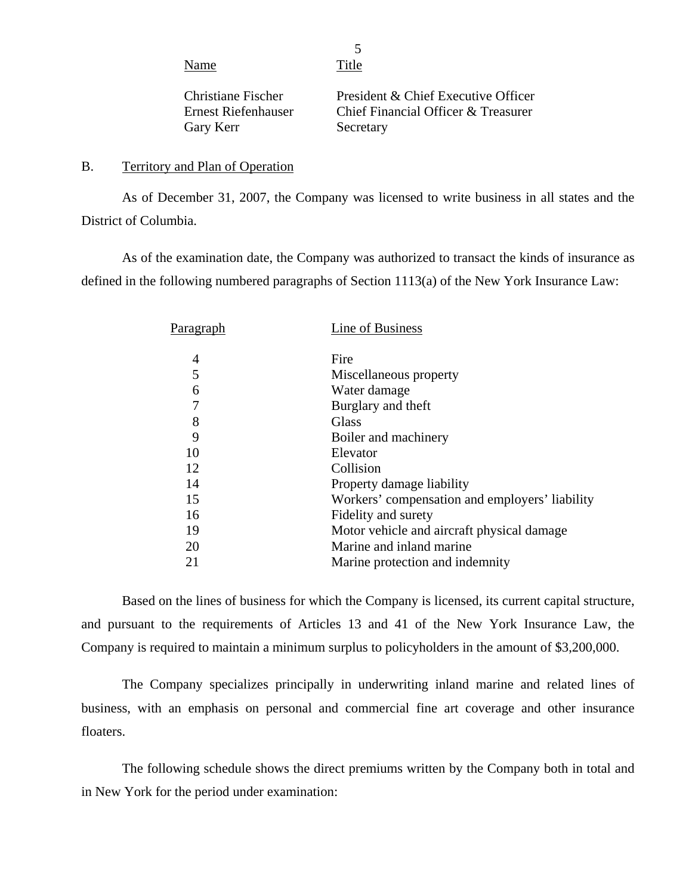| Name | Title |
|---|---|
| Christiane Fischer | President & Chief Executive Officer |
| Ernest Riefenhauser | Chief Financial Officer & Treasurer |
| Gary Kerr | Secretary |

B. Territory and Plan of Operation

As of December 31, 2007, the Company was licensed to write business in all states and the District of Columbia.

As of the examination date, the Company was authorized to transact the kinds of insurance as defined in the following numbered paragraphs of Section 1113(a) of the New York Insurance Law:

| Paragraph | Line of Business |
|---|---|
| 4 | Fire |
| 5 | Miscellaneous property |
| 6 | Water damage |
| 7 | Burglary and theft |
| 8 | Glass |
| 9 | Boiler and machinery |
| 10 | Elevator |
| 12 | Collision |
| 14 | Property damage liability |
| 15 | Workers' compensation and employers' liability |
| 16 | Fidelity and surety |
| 19 | Motor vehicle and aircraft physical damage |
| 20 | Marine and inland marine |
| 21 | Marine protection and indemnity |

Based on the lines of business for which the Company is licensed, its current capital structure, and pursuant to the requirements of Articles 13 and 41 of the New York Insurance Law, the Company is required to maintain a minimum surplus to policyholders in the amount of $3,200,000.

The Company specializes principally in underwriting inland marine and related lines of business, with an emphasis on personal and commercial fine art coverage and other insurance floaters.

The following schedule shows the direct premiums written by the Company both in total and in New York for the period under examination: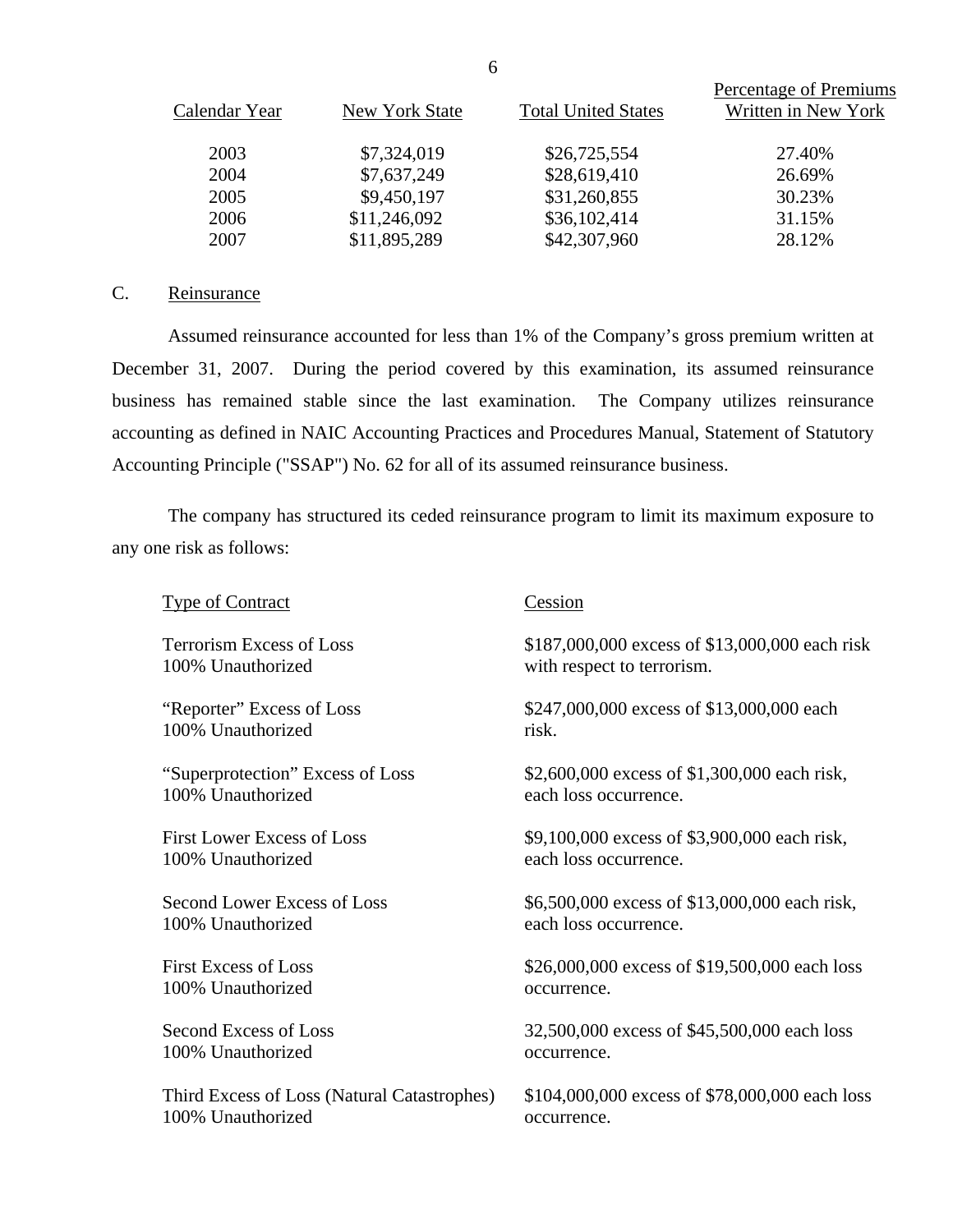| Calendar Year | New York State | Total United States | Percentage of Premiums Written in New York |
|---|---|---|---|
| 2003 | $7,324,019 | $26,725,554 | 27.40% |
| 2004 | $7,637,249 | $28,619,410 | 26.69% |
| 2005 | $9,450,197 | $31,260,855 | 30.23% |
| 2006 | $11,246,092 | $36,102,414 | 31.15% |
| 2007 | $11,895,289 | $42,307,960 | 28.12% |

C. Reinsurance

Assumed reinsurance accounted for less than 1% of the Company's gross premium written at December 31, 2007. During the period covered by this examination, its assumed reinsurance business has remained stable since the last examination. The Company utilizes reinsurance accounting as defined in NAIC Accounting Practices and Procedures Manual, Statement of Statutory Accounting Principle ("SSAP") No. 62 for all of its assumed reinsurance business.

The company has structured its ceded reinsurance program to limit its maximum exposure to any one risk as follows:

| Type of Contract | Cession |
|---|---|
| Terrorism Excess of Loss<br>100% Unauthorized | $187,000,000 excess of $13,000,000 each risk with respect to terrorism. |
| "Reporter" Excess of Loss<br>100% Unauthorized | $247,000,000 excess of $13,000,000 each risk. |
| "Superprotection" Excess of Loss<br>100% Unauthorized | $2,600,000 excess of $1,300,000 each risk, each loss occurrence. |
| First Lower Excess of Loss<br>100% Unauthorized | $9,100,000 excess of $3,900,000 each risk, each loss occurrence. |
| Second Lower Excess of Loss<br>100% Unauthorized | $6,500,000 excess of $13,000,000 each risk, each loss occurrence. |
| First Excess of Loss<br>100% Unauthorized | $26,000,000 excess of $19,500,000 each loss occurrence. |
| Second Excess of Loss<br>100% Unauthorized | 32,500,000 excess of $45,500,000 each loss occurrence. |
| Third Excess of Loss (Natural Catastrophes)<br>100% Unauthorized | $104,000,000 excess of $78,000,000 each loss occurrence. |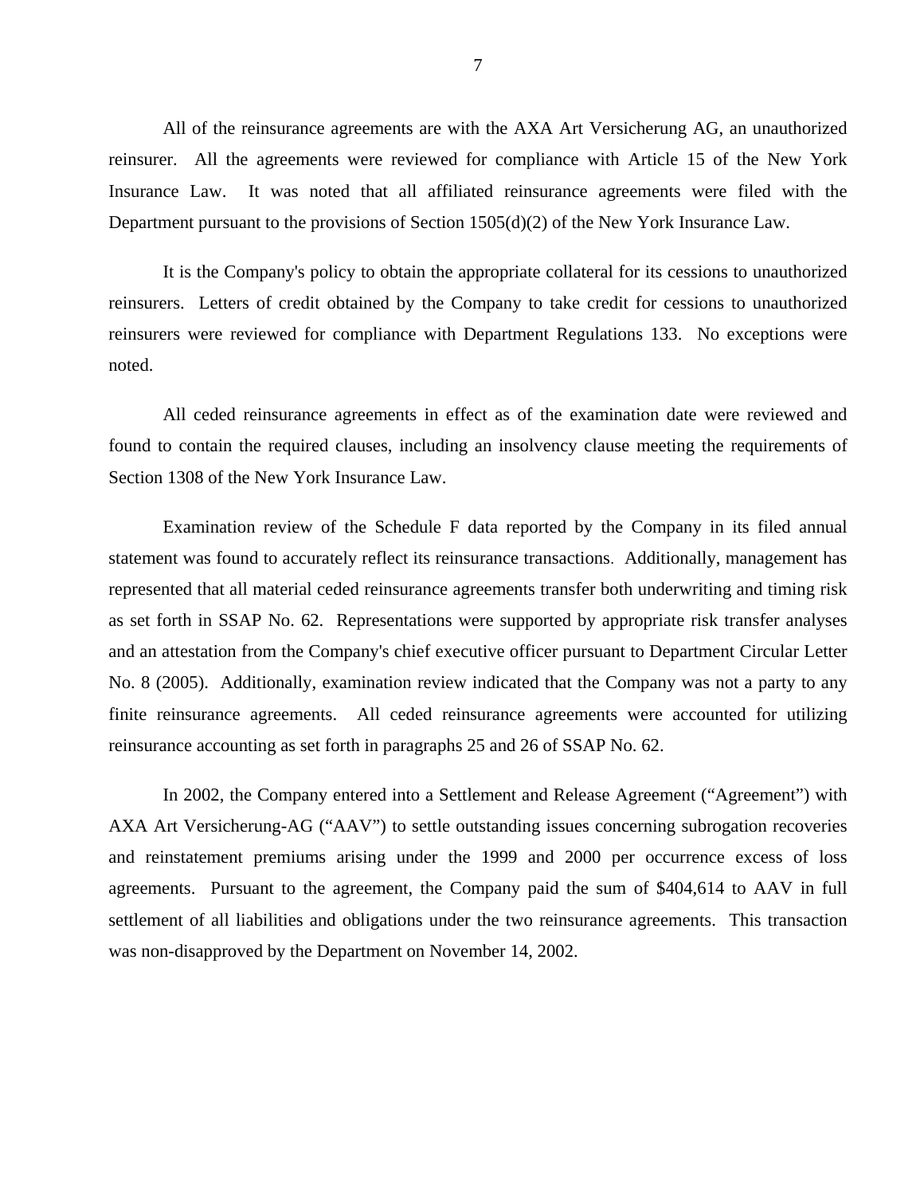All of the reinsurance agreements are with the AXA Art Versicherung AG, an unauthorized reinsurer. All the agreements were reviewed for compliance with Article 15 of the New York Insurance Law. It was noted that all affiliated reinsurance agreements were filed with the Department pursuant to the provisions of Section 1505(d)(2) of the New York Insurance Law.

It is the Company's policy to obtain the appropriate collateral for its cessions to unauthorized reinsurers. Letters of credit obtained by the Company to take credit for cessions to unauthorized reinsurers were reviewed for compliance with Department Regulations 133. No exceptions were noted.

All ceded reinsurance agreements in effect as of the examination date were reviewed and found to contain the required clauses, including an insolvency clause meeting the requirements of Section 1308 of the New York Insurance Law.

Examination review of the Schedule F data reported by the Company in its filed annual statement was found to accurately reflect its reinsurance transactions. Additionally, management has represented that all material ceded reinsurance agreements transfer both underwriting and timing risk as set forth in SSAP No. 62. Representations were supported by appropriate risk transfer analyses and an attestation from the Company's chief executive officer pursuant to Department Circular Letter No. 8 (2005). Additionally, examination review indicated that the Company was not a party to any finite reinsurance agreements. All ceded reinsurance agreements were accounted for utilizing reinsurance accounting as set forth in paragraphs 25 and 26 of SSAP No. 62.

In 2002, the Company entered into a Settlement and Release Agreement ("Agreement") with AXA Art Versicherung-AG ("AAV") to settle outstanding issues concerning subrogation recoveries and reinstatement premiums arising under the 1999 and 2000 per occurrence excess of loss agreements. Pursuant to the agreement, the Company paid the sum of $404,614 to AAV in full settlement of all liabilities and obligations under the two reinsurance agreements. This transaction was non-disapproved by the Department on November 14, 2002.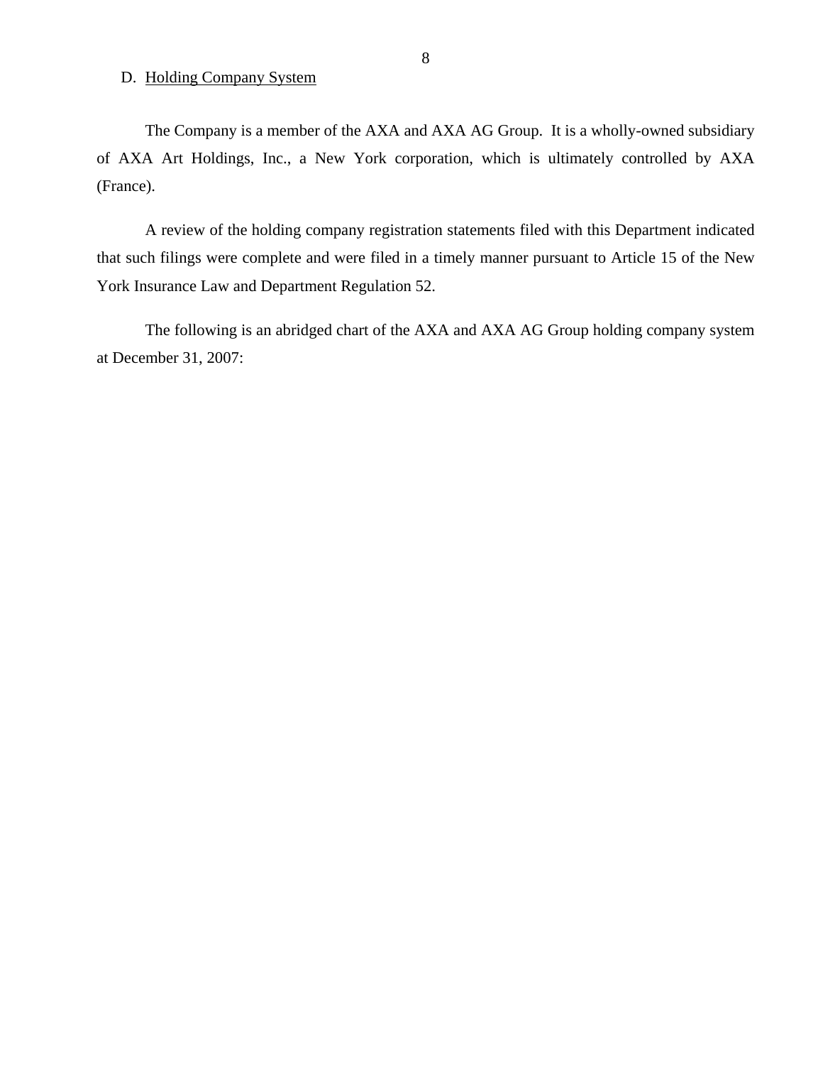D. Holding Company System

The Company is a member of the AXA and AXA AG Group. It is a wholly-owned subsidiary of AXA Art Holdings, Inc., a New York corporation, which is ultimately controlled by AXA (France).

A review of the holding company registration statements filed with this Department indicated that such filings were complete and were filed in a timely manner pursuant to Article 15 of the New York Insurance Law and Department Regulation 52.

The following is an abridged chart of the AXA and AXA AG Group holding company system at December 31, 2007: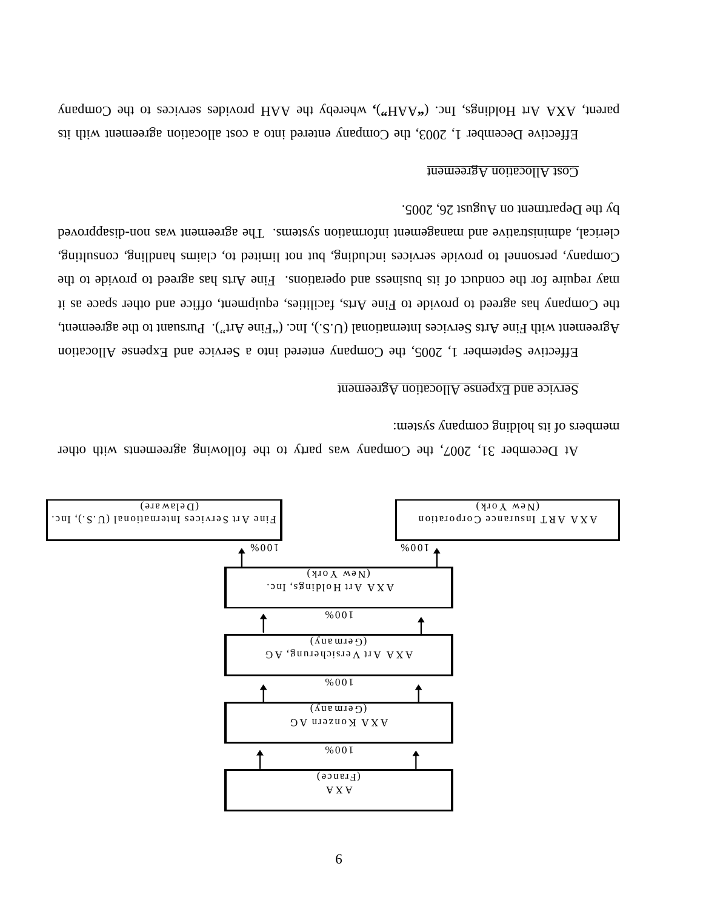AXA
(France)

↓ 100%

AXA Konzern AG
(Germany)

↓ 100%

AXA Art Versicherung, AG
(Germany)

↓ 100%

AXA Art Holdings, Inc.
(New York)

| 100% | 100% |
|---|---|
| AXA ART Insurance Corporation (New York) | Fine Art Services International (U.S.), Inc. (Delaware) |

At December 31, 2007, the Company was party to the following agreements with other members of its holding company system:

<u>Service and Expense Allocation Agreement</u>

Effective September 1, 2005, the Company entered into a Service and Expense Allocation Agreement with Fine Arts Services International (U.S.), Inc. ("Fine Art"). Pursuant to the agreement, the Company has agreed to provide to Fine Arts, facilities, equipment, office and other space as it may require for the conduct of its business and operations. Fine Arts has agreed to provide to the Company, personnel to provide services including, but not limited to, claims handling, consulting, clerical, administrative and management information systems. The agreement was non-disapproved by the Department on August 26, 2005.

<u>Cost Allocation Agreement</u>

Effective December 1, 2003, the Company entered into a cost allocation agreement with its parent, AXA Art Holdings, Inc. (**"AAH"**)**,** whereby the AAH provides services to the Company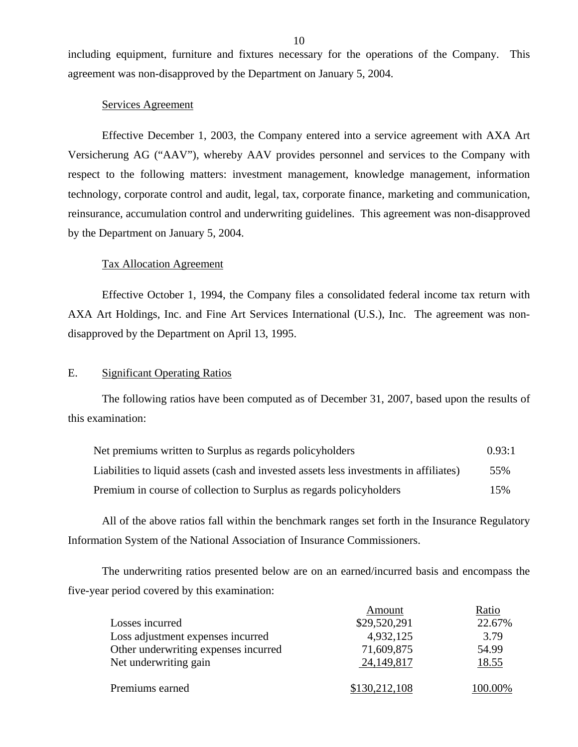including equipment, furniture and fixtures necessary for the operations of the Company. This agreement was non-disapproved by the Department on January 5, 2004.

Services Agreement

Effective December 1, 2003, the Company entered into a service agreement with AXA Art Versicherung AG ("AAV"), whereby AAV provides personnel and services to the Company with respect to the following matters: investment management, knowledge management, information technology, corporate control and audit, legal, tax, corporate finance, marketing and communication, reinsurance, accumulation control and underwriting guidelines. This agreement was non-disapproved by the Department on January 5, 2004.

Tax Allocation Agreement

Effective October 1, 1994, the Company files a consolidated federal income tax return with AXA Art Holdings, Inc. and Fine Art Services International (U.S.), Inc. The agreement was non-disapproved by the Department on April 13, 1995.

E. Significant Operating Ratios

The following ratios have been computed as of December 31, 2007, based upon the results of this examination:

| | |
|---|---|
| Net premiums written to Surplus as regards policyholders | 0.93:1 |
| Liabilities to liquid assets (cash and invested assets less investments in affiliates) | 55% |
| Premium in course of collection to Surplus as regards policyholders | 15% |

All of the above ratios fall within the benchmark ranges set forth in the Insurance Regulatory Information System of the National Association of Insurance Commissioners.

The underwriting ratios presented below are on an earned/incurred basis and encompass the five-year period covered by this examination:

| | Amount | Ratio |
|---|---|---|
| Losses incurred | $29,520,291 | 22.67% |
| Loss adjustment expenses incurred | 4,932,125 | 3.79 |
| Other underwriting expenses incurred | 71,609,875 | 54.99 |
| Net underwriting gain | 24,149,817 | 18.55 |
| Premiums earned | $130,212,108 | 100.00% |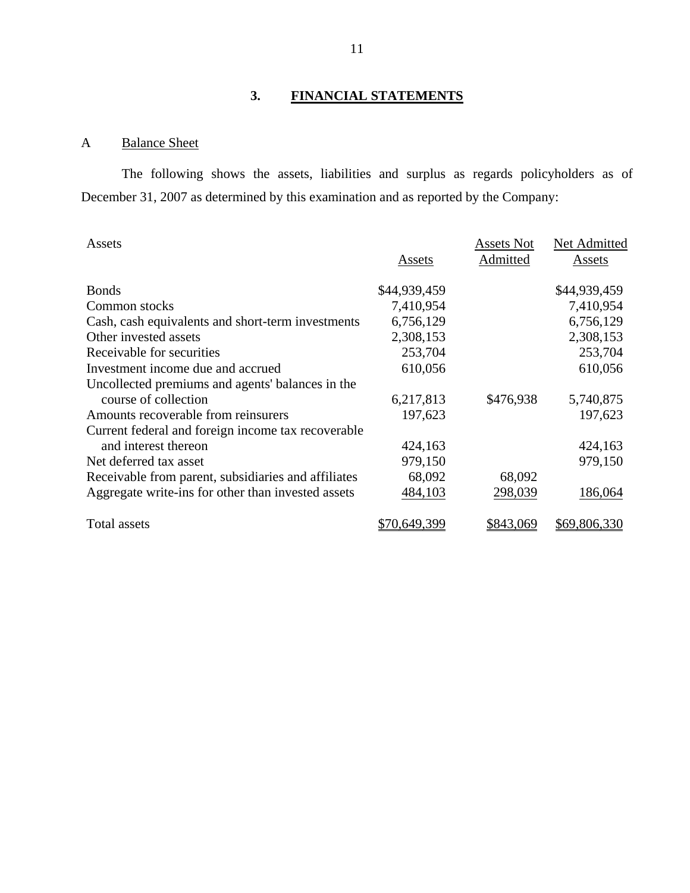## 3. FINANCIAL STATEMENTS

### A Balance Sheet

The following shows the assets, liabilities and surplus as regards policyholders as of December 31, 2007 as determined by this examination and as reported by the Company:

| Assets | Assets | Assets Not Admitted | Net Admitted Assets |
|---|---|---|---|
| Bonds | $44,939,459 | | $44,939,459 |
| Common stocks | 7,410,954 | | 7,410,954 |
| Cash, cash equivalents and short-term investments | 6,756,129 | | 6,756,129 |
| Other invested assets | 2,308,153 | | 2,308,153 |
| Receivable for securities | 253,704 | | 253,704 |
| Investment income due and accrued | 610,056 | | 610,056 |
| Uncollected premiums and agents' balances in the course of collection | 6,217,813 | $476,938 | 5,740,875 |
| Amounts recoverable from reinsurers | 197,623 | | 197,623 |
| Current federal and foreign income tax recoverable and interest thereon | 424,163 | | 424,163 |
| Net deferred tax asset | 979,150 | | 979,150 |
| Receivable from parent, subsidiaries and affiliates | 68,092 | 68,092 | |
| Aggregate write-ins for other than invested assets | 484,103 | 298,039 | 186,064 |
| Total assets | $70,649,399 | $843,069 | $69,806,330 |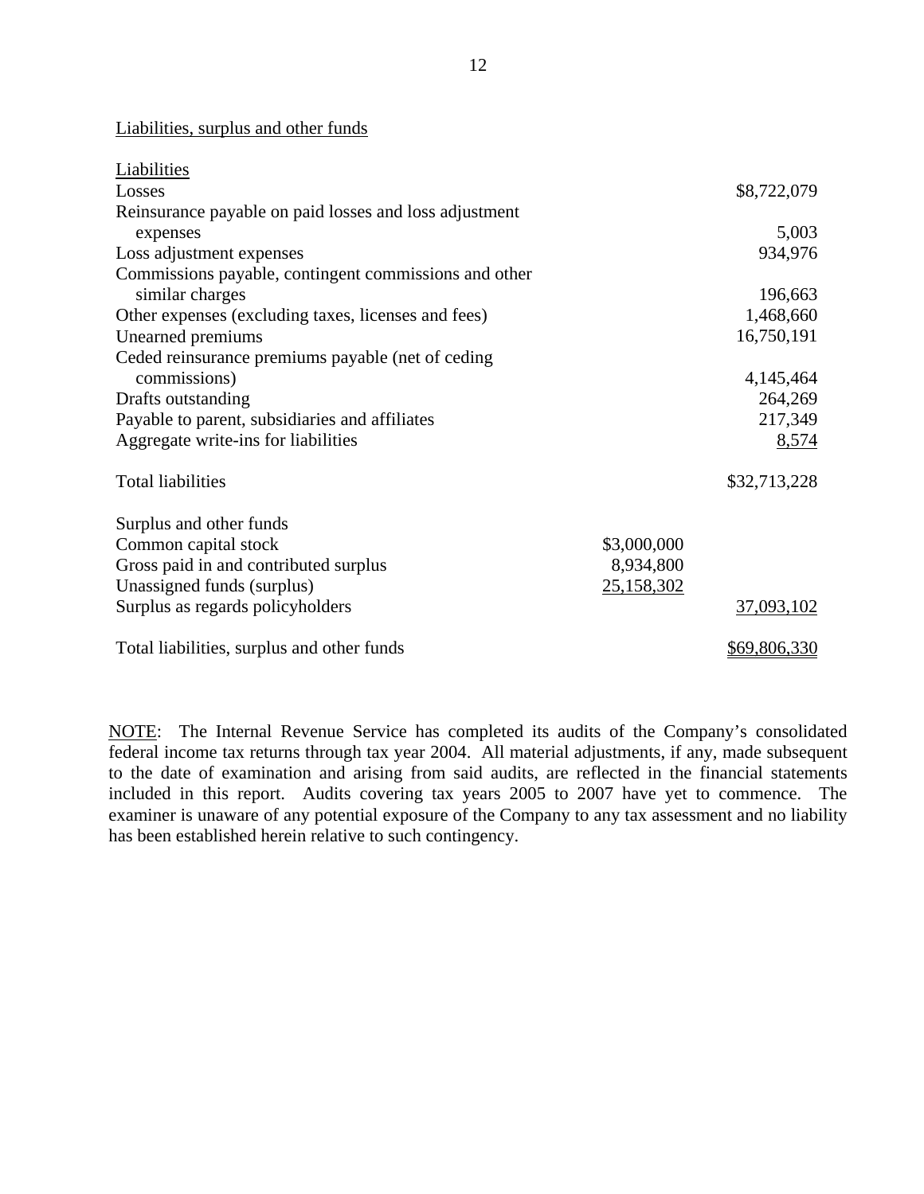Liabilities, surplus and other funds

| Liabilities | | |
|---|---|---|
| Losses | | $8,722,079 |
| Reinsurance payable on paid losses and loss adjustment expenses | | 5,003 |
| Loss adjustment expenses | | 934,976 |
| Commissions payable, contingent commissions and other similar charges | | 196,663 |
| Other expenses (excluding taxes, licenses and fees) | | 1,468,660 |
| Unearned premiums | | 16,750,191 |
| Ceded reinsurance premiums payable (net of ceding commissions) | | 4,145,464 |
| Drafts outstanding | | 264,269 |
| Payable to parent, subsidiaries and affiliates | | 217,349 |
| Aggregate write-ins for liabilities | | 8,574 |
| Total liabilities | | $32,713,228 |
| Surplus and other funds | | |
| Common capital stock | $3,000,000 | |
| Gross paid in and contributed surplus | 8,934,800 | |
| Unassigned funds (surplus) | 25,158,302 | |
| Surplus as regards policyholders | | 37,093,102 |
| Total liabilities, surplus and other funds | | $69,806,330 |

NOTE: The Internal Revenue Service has completed its audits of the Company's consolidated federal income tax returns through tax year 2004. All material adjustments, if any, made subsequent to the date of examination and arising from said audits, are reflected in the financial statements included in this report. Audits covering tax years 2005 to 2007 have yet to commence. The examiner is unaware of any potential exposure of the Company to any tax assessment and no liability has been established herein relative to such contingency.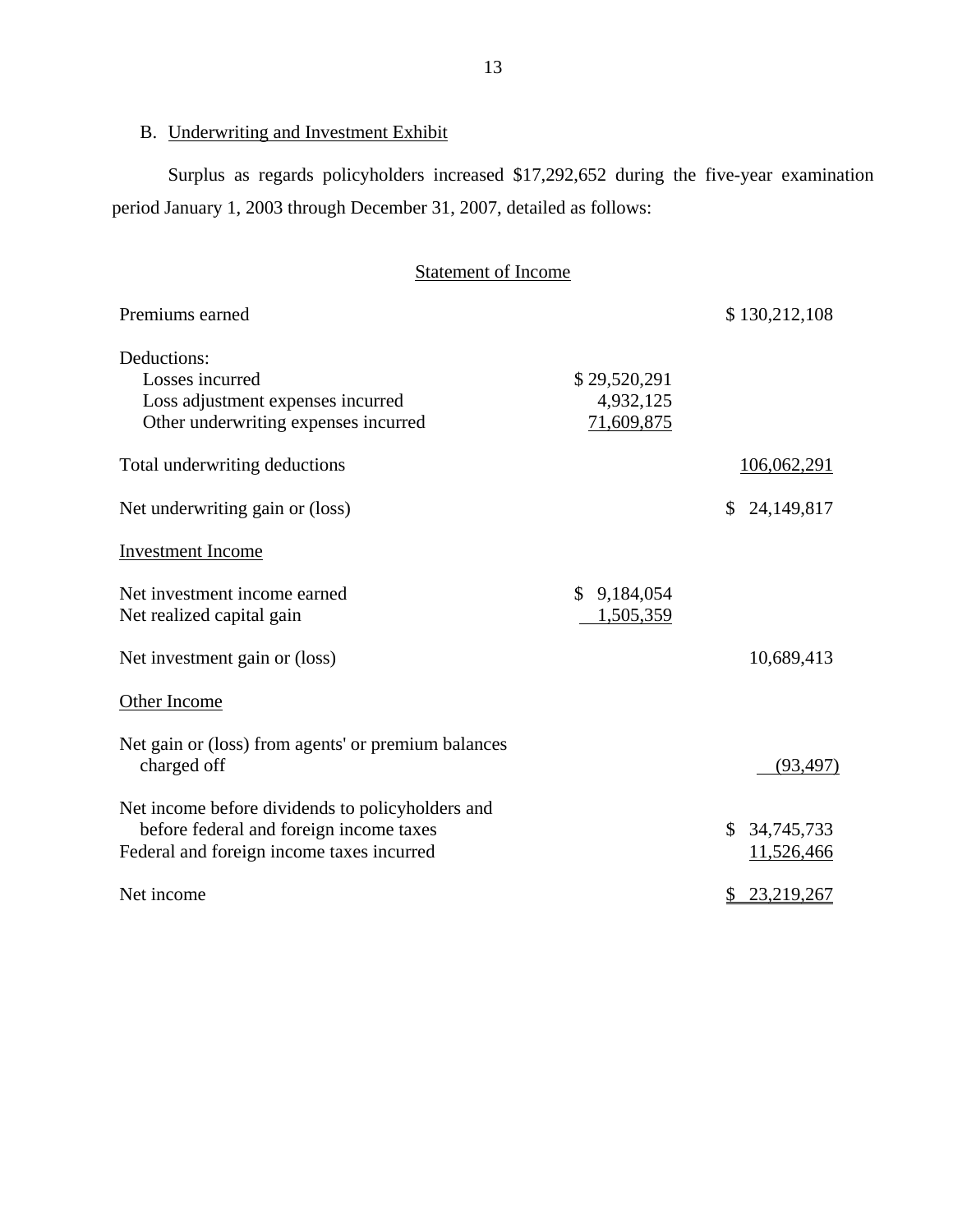## B. Underwriting and Investment Exhibit

Surplus as regards policyholders increased $17,292,652 during the five-year examination period January 1, 2003 through December 31, 2007, detailed as follows:

### Statement of Income

| | | |
|---|---|---|
| Premiums earned | | $ 130,212,108 |
| Deductions: | | |
| Losses incurred | $ 29,520,291 | |
| Loss adjustment expenses incurred | 4,932,125 | |
| Other underwriting expenses incurred | 71,609,875 | |
| Total underwriting deductions | | 106,062,291 |
| Net underwriting gain or (loss) | | $ 24,149,817 |
| **Investment Income** | | |
| Net investment income earned | $ 9,184,054 | |
| Net realized capital gain | 1,505,359 | |
| Net investment gain or (loss) | | 10,689,413 |
| **Other Income** | | |
| Net gain or (loss) from agents' or premium balances charged off | | (93,497) |
| Net income before dividends to policyholders and before federal and foreign income taxes | | $ 34,745,733 |
| Federal and foreign income taxes incurred | | 11,526,466 |
| Net income | | $ 23,219,267 |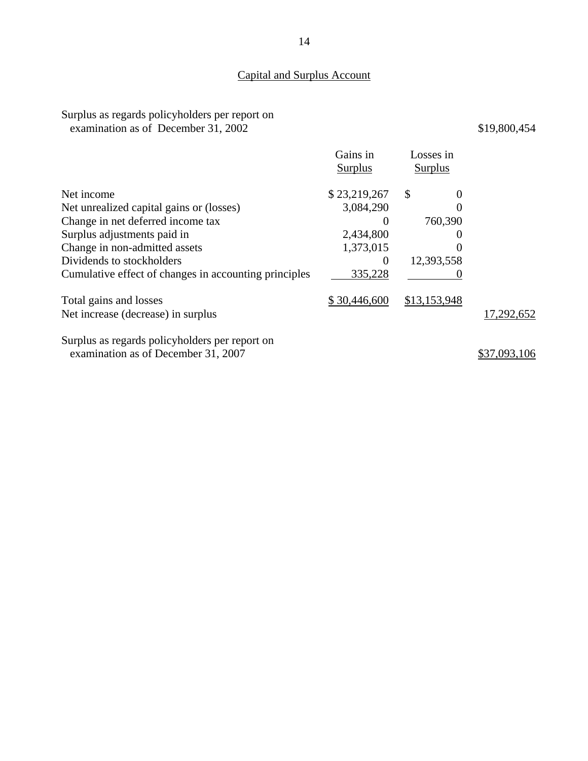## Capital and Surplus Account

| | Gains in Surplus | Losses in Surplus | |
|---|---|---|---|
| Surplus as regards policyholders per report on examination as of December 31, 2002 | | | $19,800,454 |
| Net income | $ 23,219,267 | $ 0 | |
| Net unrealized capital gains or (losses) | 3,084,290 | 0 | |
| Change in net deferred income tax | 0 | 760,390 | |
| Surplus adjustments paid in | 2,434,800 | 0 | |
| Change in non-admitted assets | 1,373,015 | 0 | |
| Dividends to stockholders | 0 | 12,393,558 | |
| Cumulative effect of changes in accounting principles | 335,228 | 0 | |
| Total gains and losses | $ 30,446,600 | $13,153,948 | |
| Net increase (decrease) in surplus | | | 17,292,652 |
| Surplus as regards policyholders per report on examination as of December 31, 2007 | | | $37,093,106 |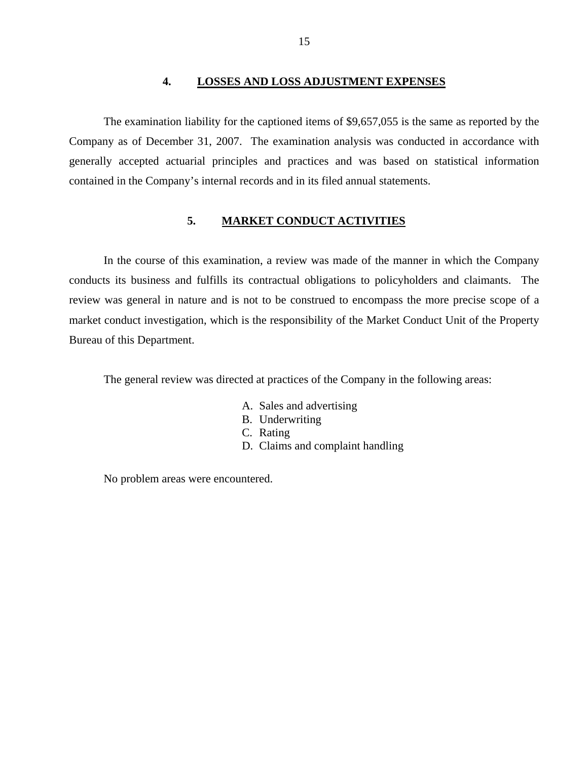## 4. LOSSES AND LOSS ADJUSTMENT EXPENSES

The examination liability for the captioned items of $9,657,055 is the same as reported by the Company as of December 31, 2007. The examination analysis was conducted in accordance with generally accepted actuarial principles and practices and was based on statistical information contained in the Company's internal records and in its filed annual statements.

## 5. MARKET CONDUCT ACTIVITIES

In the course of this examination, a review was made of the manner in which the Company conducts its business and fulfills its contractual obligations to policyholders and claimants. The review was general in nature and is not to be construed to encompass the more precise scope of a market conduct investigation, which is the responsibility of the Market Conduct Unit of the Property Bureau of this Department.

The general review was directed at practices of the Company in the following areas:

A. Sales and advertising
B. Underwriting
C. Rating
D. Claims and complaint handling

No problem areas were encountered.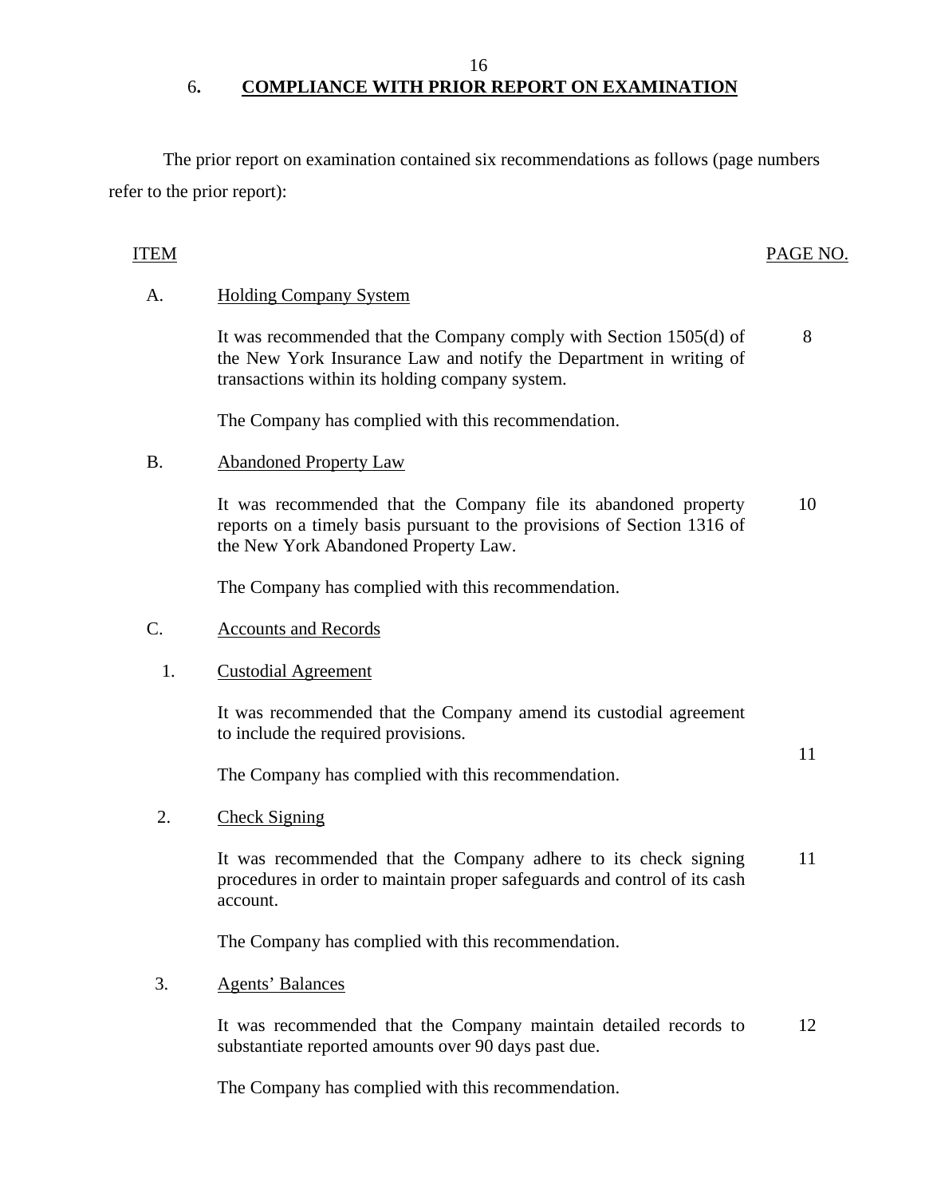## 6. COMPLIANCE WITH PRIOR REPORT ON EXAMINATION

The prior report on examination contained six recommendations as follows (page numbers refer to the prior report):

| ITEM | | PAGE NO. |
|---|---|---|
| A. | Holding Company System | |
| | It was recommended that the Company comply with Section 1505(d) of the New York Insurance Law and notify the Department in writing of transactions within its holding company system. | 8 |
| | The Company has complied with this recommendation. | |
| B. | Abandoned Property Law | |
| | It was recommended that the Company file its abandoned property reports on a timely basis pursuant to the provisions of Section 1316 of the New York Abandoned Property Law. | 10 |
| | The Company has complied with this recommendation. | |
| C. | Accounts and Records | |
| 1. | Custodial Agreement | |
| | It was recommended that the Company amend its custodial agreement to include the required provisions. | 11 |
| | The Company has complied with this recommendation. | |
| 2. | Check Signing | |
| | It was recommended that the Company adhere to its check signing procedures in order to maintain proper safeguards and control of its cash account. | 11 |
| | The Company has complied with this recommendation. | |
| 3. | Agents' Balances | |
| | It was recommended that the Company maintain detailed records to substantiate reported amounts over 90 days past due. | 12 |
| | The Company has complied with this recommendation. | |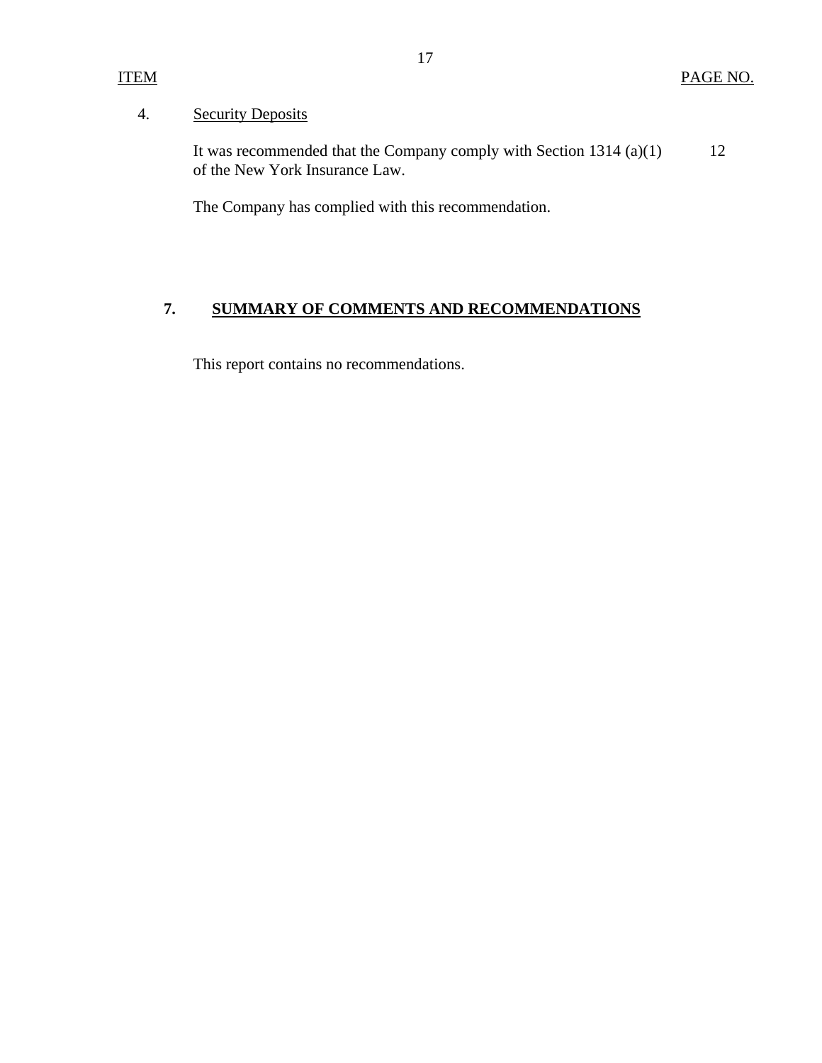| ITEM | | PAGE NO. |
|---|---|---|
| 4. | Security Deposits | |
| | It was recommended that the Company comply with Section 1314 (a)(1) of the New York Insurance Law. | 12 |
| | The Company has complied with this recommendation. | |

## 7. SUMMARY OF COMMENTS AND RECOMMENDATIONS

This report contains no recommendations.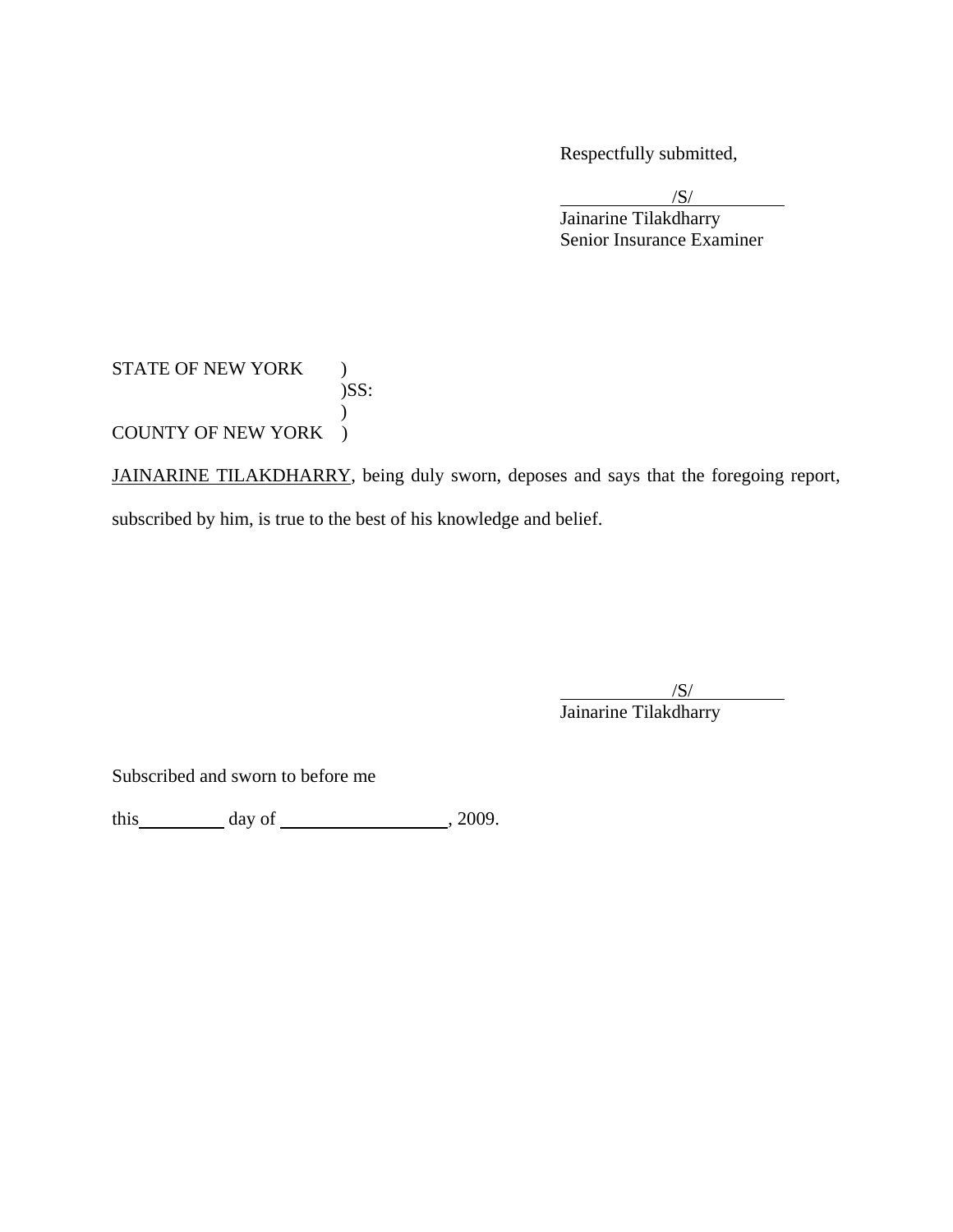Respectfully submitted,

/S/

Jainarine Tilakdharry
Senior Insurance Examiner

STATE OF NEW YORK )
)SS:
)
COUNTY OF NEW YORK )

JAINARINE TILAKDHARRY, being duly sworn, deposes and says that the foregoing report, subscribed by him, is true to the best of his knowledge and belief.

/S/

Jainarine Tilakdharry

Subscribed and sworn to before me

this\_\_\_\_\_\_\_\_\_ day of \_\_\_\_\_\_\_\_\_\_\_\_\_\_\_\_\_\_, 2009.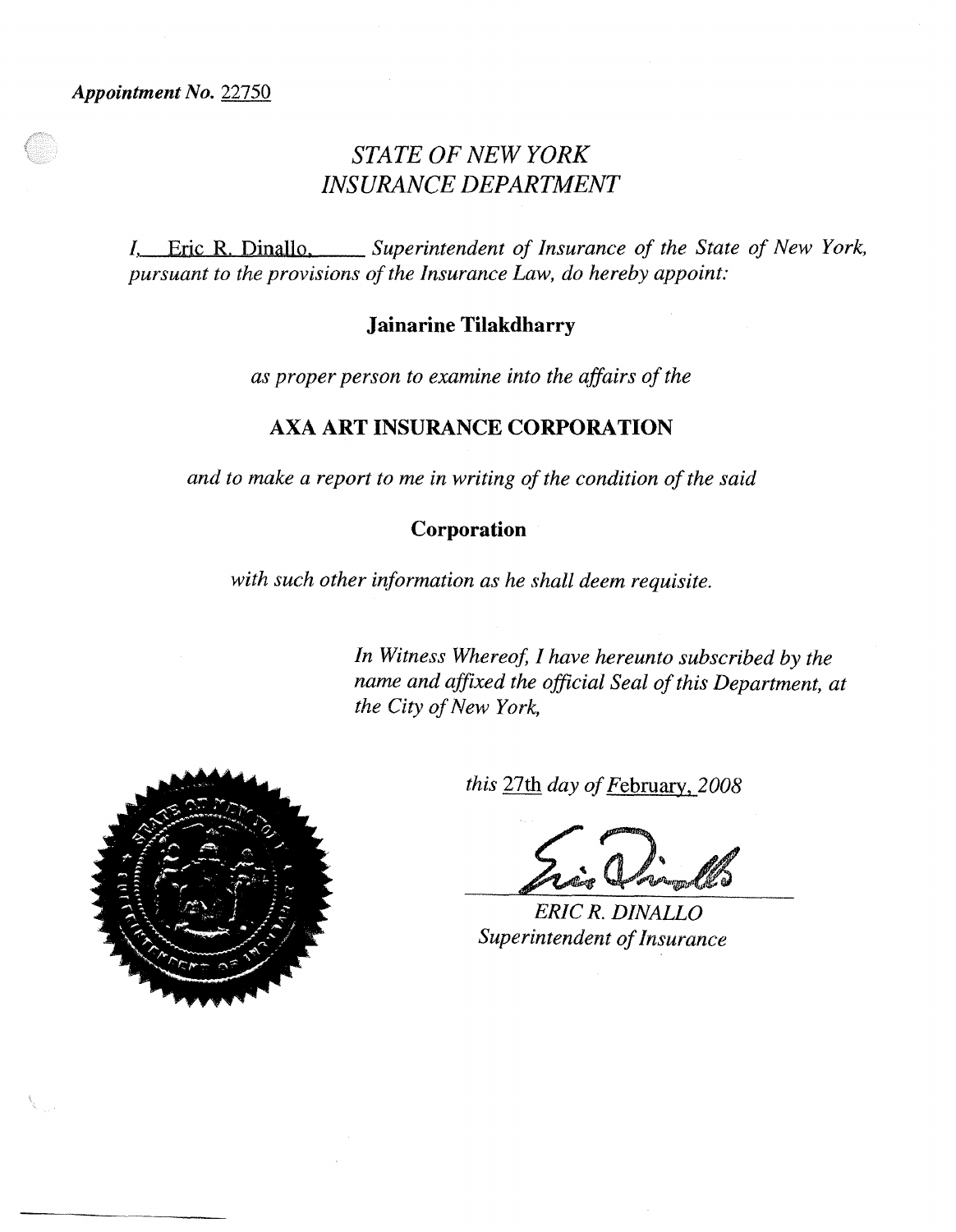*Appointment No.* 22750

# *STATE OF NEW YORK*
# *INSURANCE DEPARTMENT*

*I,* Eric R. Dinallo, *Superintendent of Insurance of the State of New York, pursuant to the provisions of the Insurance Law, do hereby appoint:*

**Jainarine Tilakdharry**

*as proper person to examine into the affairs of the*

**AXA ART INSURANCE CORPORATION**

*and to make a report to me in writing of the condition of the said*

**Corporation**

*with such other information as he shall deem requisite.*

*In Witness Whereof, I have hereunto subscribed by the name and affixed the official Seal of this Department, at the City of New York,*

*this* 27th *day of* February, *2008*

*ERIC R. DINALLO*
*Superintendent of Insurance*